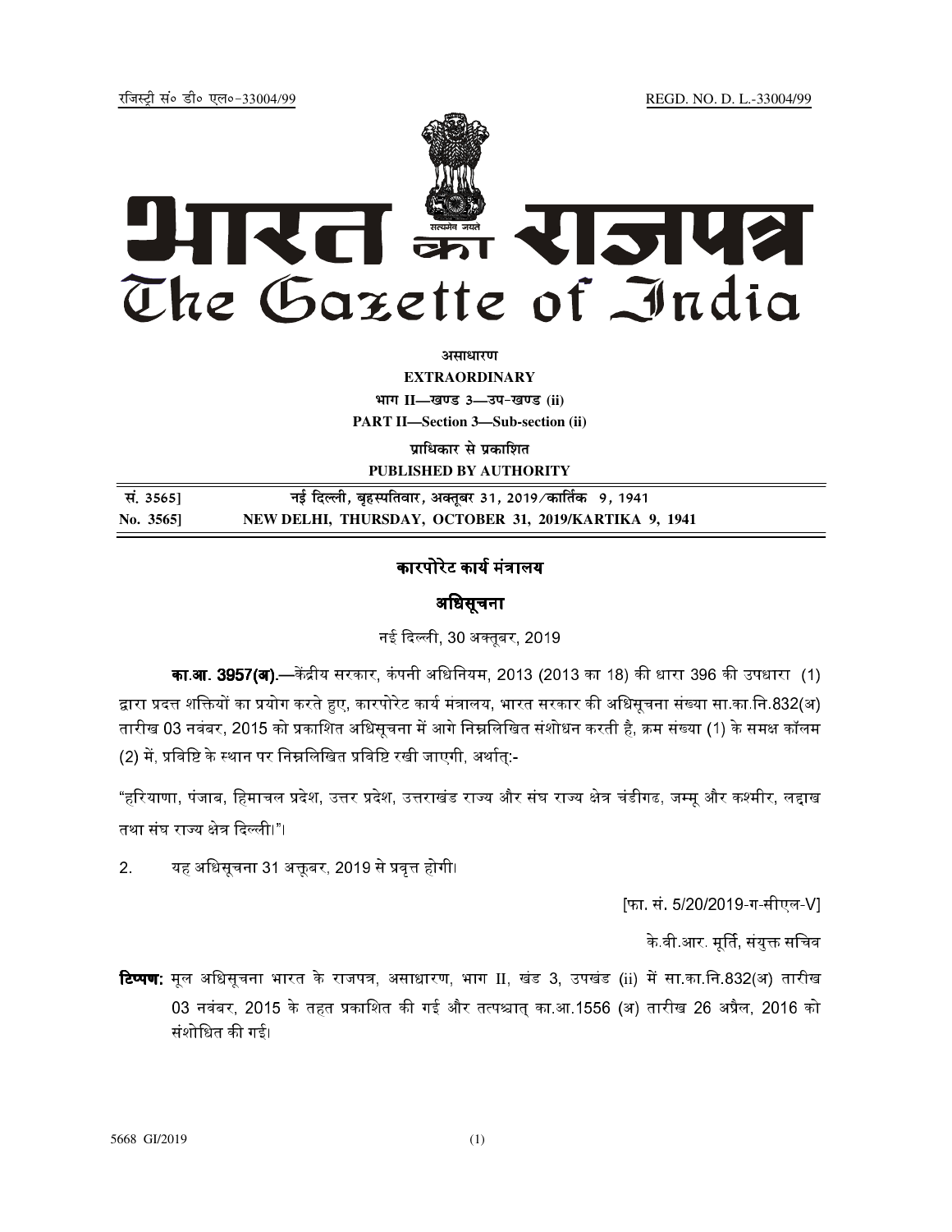रजिस्ट्री सं० डी० एल०-33004/99 REGD. NO. D. L.-33004/99

# भारत का राजपत्र
# The Gazette of India

**असाधारण**

**EXTRAORDINARY**

**भाग II—खण्ड 3—उप-खण्ड (ii)**

**PART II—Section 3—Sub-section (ii)**

**प्राधिकार से प्रकाशित**

**PUBLISHED BY AUTHORITY**

| | |
|---|---|
| सं. 3565] | नई दिल्ली, बृहस्पतिवार, अक्तूबर 31, 2019/कार्तिक 9, 1941 |
| No. 3565] | NEW DELHI, THURSDAY, OCTOBER 31, 2019/KARTIKA 9, 1941 |

## कारपोरेट कार्य मंत्रालय

## अधिसूचना

नई दिल्ली, 30 अक्तूबर, 2019

**का.आ. 3957(अ).**—केंद्रीय सरकार, कंपनी अधिनियम, 2013 (2013 का 18) की धारा 396 की उपधारा (1) द्वारा प्रदत्त शक्तियों का प्रयोग करते हुए, कारपोरेट कार्य मंत्रालय, भारत सरकार की अधिसूचना संख्या सा.का.नि.832(अ) तारीख 03 नवंबर, 2015 को प्रकाशित अधिसूचना में आगे निम्नलिखित संशोधन करती है, क्रम संख्या (1) के समक्ष कॉलम (2) में, प्रविष्टि के स्थान पर निम्नलिखित प्रविष्टि रखी जाएगी, अर्थात्:-

"हरियाणा, पंजाब, हिमाचल प्रदेश, उत्तर प्रदेश, उत्तराखंड राज्य और संघ राज्य क्षेत्र चंडीगढ, जम्मू और कश्मीर, लद्दाख तथा संघ राज्य क्षेत्र दिल्ली।"।

2. यह अधिसूचना 31 अक्तूबर, 2019 से प्रवृत्त होगी।

[फा. सं. 5/20/2019-ग-सीएल-V]

के.वी.आर. मूर्ति, संयुक्त सचिव

**टिप्पण:** मूल अधिसूचना भारत के राजपत्र, असाधारण, भाग II, खंड 3, उपखंड (ii) में सा.का.नि.832(अ) तारीख 03 नवंबर, 2015 के तहत प्रकाशित की गई और तत्पश्चात् का.आ.1556 (अ) तारीख 26 अप्रैल, 2016 को संशोधित की गई।

5668 GI/2019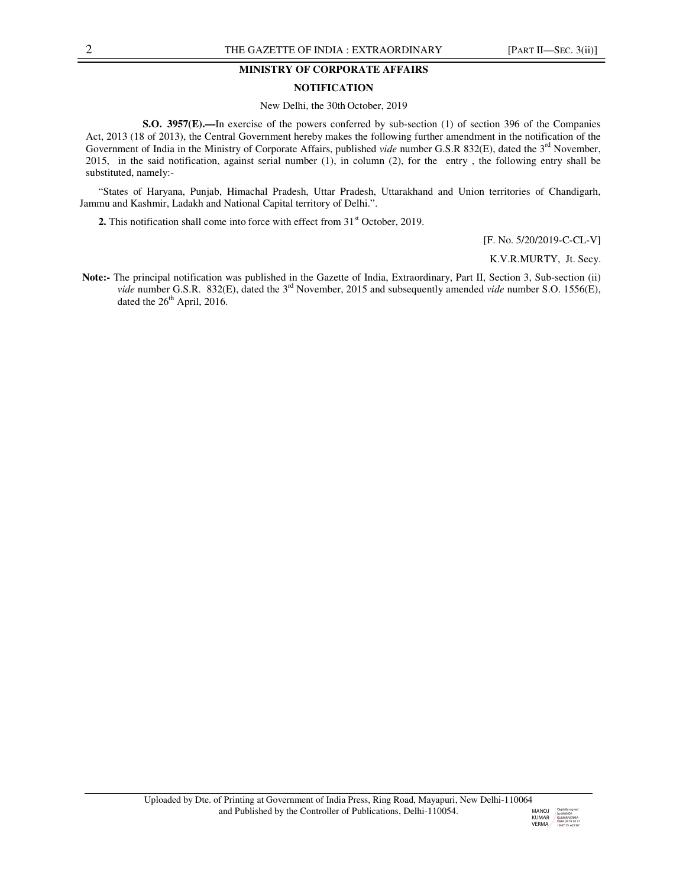## MINISTRY OF CORPORATE AFFAIRS

### NOTIFICATION

New Delhi, the 30th October, 2019

**S.O. 3957(E).—**In exercise of the powers conferred by sub-section (1) of section 396 of the Companies Act, 2013 (18 of 2013), the Central Government hereby makes the following further amendment in the notification of the Government of India in the Ministry of Corporate Affairs, published *vide* number G.S.R 832(E), dated the 3rd November, 2015, in the said notification, against serial number (1), in column (2), for the entry , the following entry shall be substituted, namely:-

"States of Haryana, Punjab, Himachal Pradesh, Uttar Pradesh, Uttarakhand and Union territories of Chandigarh, Jammu and Kashmir, Ladakh and National Capital territory of Delhi.".

**2.** This notification shall come into force with effect from 31st October, 2019.

[F. No. 5/20/2019-C-CL-V]

K.V.R.MURTY, Jt. Secy.

**Note:-** The principal notification was published in the Gazette of India, Extraordinary, Part II, Section 3, Sub-section (ii) *vide* number G.S.R. 832(E), dated the 3rd November, 2015 and subsequently amended *vide* number S.O. 1556(E), dated the 26th April, 2016.

Uploaded by Dte. of Printing at Government of India Press, Ring Road, Mayapuri, New Delhi-110064 and Published by the Controller of Publications, Delhi-110054.